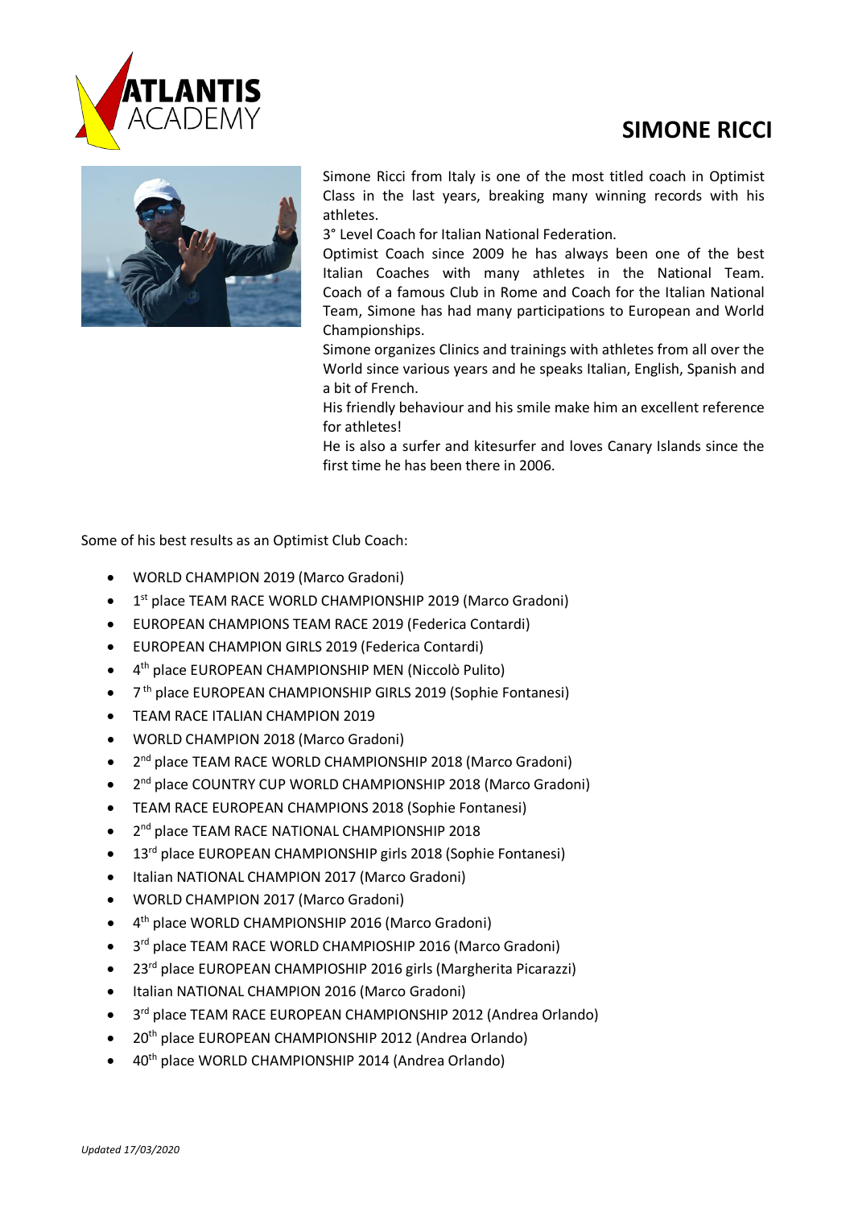# SIMONE RICCI

Simone Ricci from Italy is one of the most titled coach in Optimist Class in the last years, breaking many winning records with his athletes.

3° Level Coach for Italian National Federation.

Optimist Coach since 2009 he has always been one of the best Italian Coaches with many athletes in the National Team. Coach of a famous Club in Rome and Coach for the Italian National Team, Simone has had many participations to European and World Championships.

Simone organizes Clinics and trainings with athletes from all over the World since various years and he speaks Italian, English, Spanish and a bit of French.

His friendly behaviour and his smile make him an excellent reference for athletes!

He is also a surfer and kitesurfer and loves Canary Islands since the first time he has been there in 2006.

Some of his best results as an Optimist Club Coach:

- WORLD CHAMPION 2019 (Marco Gradoni)
- 1st place TEAM RACE WORLD CHAMPIONSHIP 2019 (Marco Gradoni)
- EUROPEAN CHAMPIONS TEAM RACE 2019 (Federica Contardi)
- EUROPEAN CHAMPION GIRLS 2019 (Federica Contardi)
- 4th place EUROPEAN CHAMPIONSHIP MEN (Niccolò Pulito)
- 7th place EUROPEAN CHAMPIONSHIP GIRLS 2019 (Sophie Fontanesi)
- TEAM RACE ITALIAN CHAMPION 2019
- WORLD CHAMPION 2018 (Marco Gradoni)
- 2nd place TEAM RACE WORLD CHAMPIONSHIP 2018 (Marco Gradoni)
- 2nd place COUNTRY CUP WORLD CHAMPIONSHIP 2018 (Marco Gradoni)
- TEAM RACE EUROPEAN CHAMPIONS 2018 (Sophie Fontanesi)
- 2nd place TEAM RACE NATIONAL CHAMPIONSHIP 2018
- 13rd place EUROPEAN CHAMPIONSHIP girls 2018 (Sophie Fontanesi)
- Italian NATIONAL CHAMPION 2017 (Marco Gradoni)
- WORLD CHAMPION 2017 (Marco Gradoni)
- 4th place WORLD CHAMPIONSHIP 2016 (Marco Gradoni)
- 3rd place TEAM RACE WORLD CHAMPIOSHIP 2016 (Marco Gradoni)
- 23rd place EUROPEAN CHAMPIOSHIP 2016 girls (Margherita Picarazzi)
- Italian NATIONAL CHAMPION 2016 (Marco Gradoni)
- 3rd place TEAM RACE EUROPEAN CHAMPIONSHIP 2012 (Andrea Orlando)
- 20th place EUROPEAN CHAMPIONSHIP 2012 (Andrea Orlando)
- 40th place WORLD CHAMPIONSHIP 2014 (Andrea Orlando)

*Updated 17/03/2020*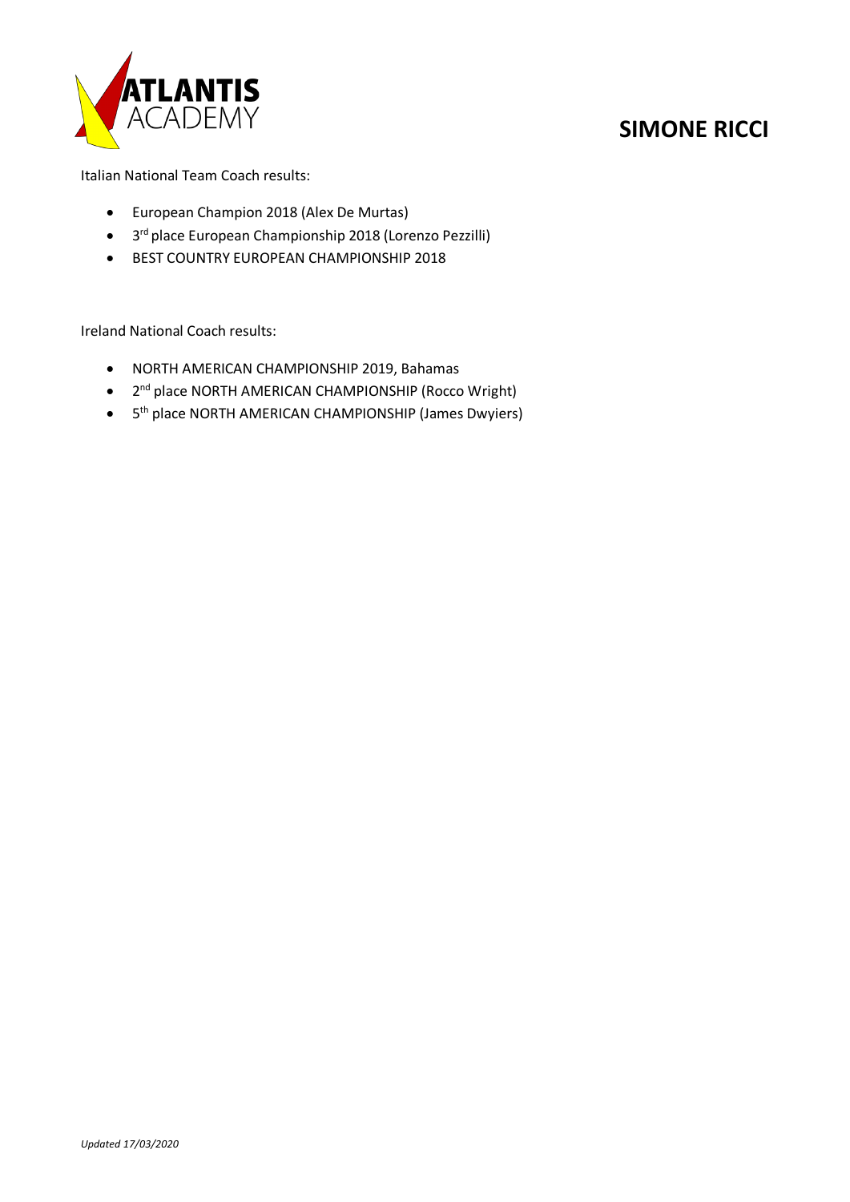# SIMONE RICCI

Italian National Team Coach results:

- European Champion 2018 (Alex De Murtas)
- 3rd place European Championship 2018 (Lorenzo Pezzilli)
- BEST COUNTRY EUROPEAN CHAMPIONSHIP 2018

Ireland National Coach results:

- NORTH AMERICAN CHAMPIONSHIP 2019, Bahamas
- 2nd place NORTH AMERICAN CHAMPIONSHIP (Rocco Wright)
- 5th place NORTH AMERICAN CHAMPIONSHIP (James Dwyiers)

*Updated 17/03/2020*